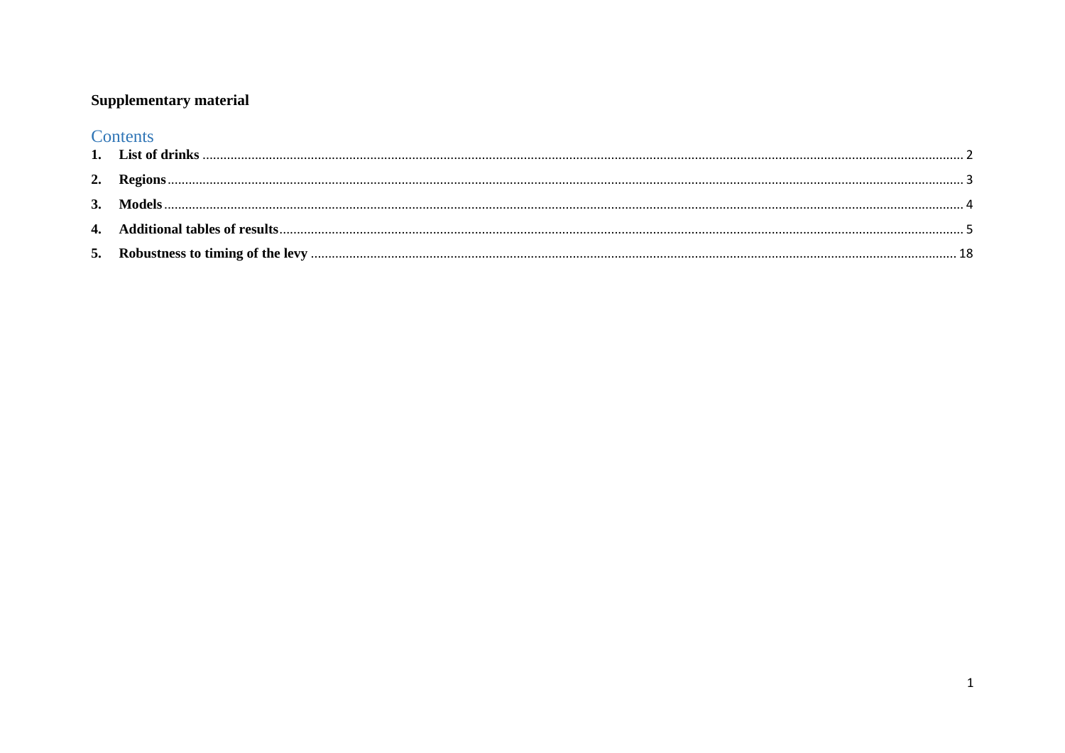# Supplementary material

## Contents

1. **List of drinks** ........ 2
2. **Regions** ........ 3
3. **Models** ........ 4
4. **Additional tables of results** ........ 5
5. **Robustness to timing of the levy** ........ 18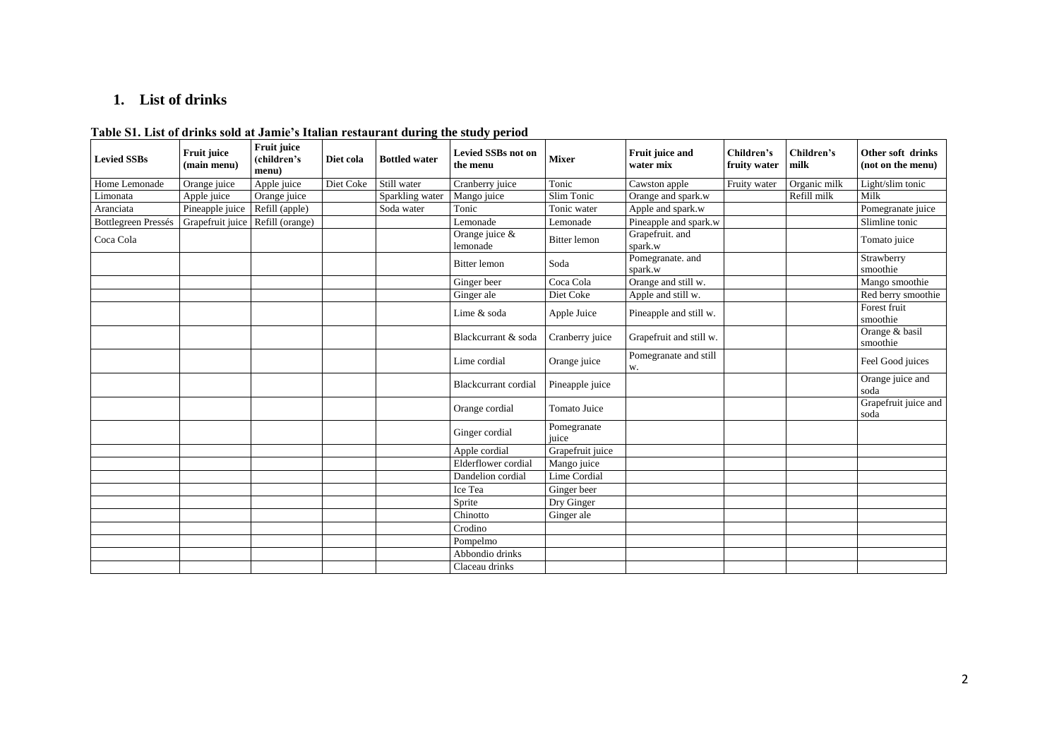## 1. List of drinks

**Table S1. List of drinks sold at Jamie's Italian restaurant during the study period**

| Levied SSBs | Fruit juice (main menu) | Fruit juice (children's menu) | Diet cola | Bottled water | Levied SSBs not on the menu | Mixer | Fruit juice and water mix | Children's fruity water | Children's milk | Other soft drinks (not on the menu) |
|---|---|---|---|---|---|---|---|---|---|---|
| Home Lemonade | Orange juice | Apple juice | Diet Coke | Still water | Cranberry juice | Tonic | Cawston apple | Fruity water | Organic milk | Light/slim tonic |
| Limonata | Apple juice | Orange juice | | Sparkling water | Mango juice | Slim Tonic | Orange and spark.w | | Refill milk | Milk |
| Aranciata | Pineapple juice | Refill (apple) | | Soda water | Tonic | Tonic water | Apple and spark.w | | | Pomegranate juice |
| Bottlegreen Pressés | Grapefruit juice | Refill (orange) | | | Lemonade | Lemonade | Pineapple and spark.w | | | Slimline tonic |
| Coca Cola | | | | | Orange juice & lemonade | Bitter lemon | Grapefruit. and spark.w | | | Tomato juice |
| | | | | | Bitter lemon | Soda | Pomegranate. and spark.w | | | Strawberry smoothie |
| | | | | | Ginger beer | Coca Cola | Orange and still w. | | | Mango smoothie |
| | | | | | Ginger ale | Diet Coke | Apple and still w. | | | Red berry smoothie |
| | | | | | Lime & soda | Apple Juice | Pineapple and still w. | | | Forest fruit smoothie |
| | | | | | Blackcurrant & soda | Cranberry juice | Grapefruit and still w. | | | Orange & basil smoothie |
| | | | | | Lime cordial | Orange juice | Pomegranate and still w. | | | Feel Good juices |
| | | | | | Blackcurrant cordial | Pineapple juice | | | | Orange juice and soda |
| | | | | | Orange cordial | Tomato Juice | | | | Grapefruit juice and soda |
| | | | | | Ginger cordial | Pomegranate juice | | | | |
| | | | | | Apple cordial | Grapefruit juice | | | | |
| | | | | | Elderflower cordial | Mango juice | | | | |
| | | | | | Dandelion cordial | Lime Cordial | | | | |
| | | | | | Ice Tea | Ginger beer | | | | |
| | | | | | Sprite | Dry Ginger | | | | |
| | | | | | Chinotto | Ginger ale | | | | |
| | | | | | Crodino | | | | | |
| | | | | | Pompelmo | | | | | |
| | | | | | Abbondio drinks | | | | | |
| | | | | | Claceau drinks | | | | | |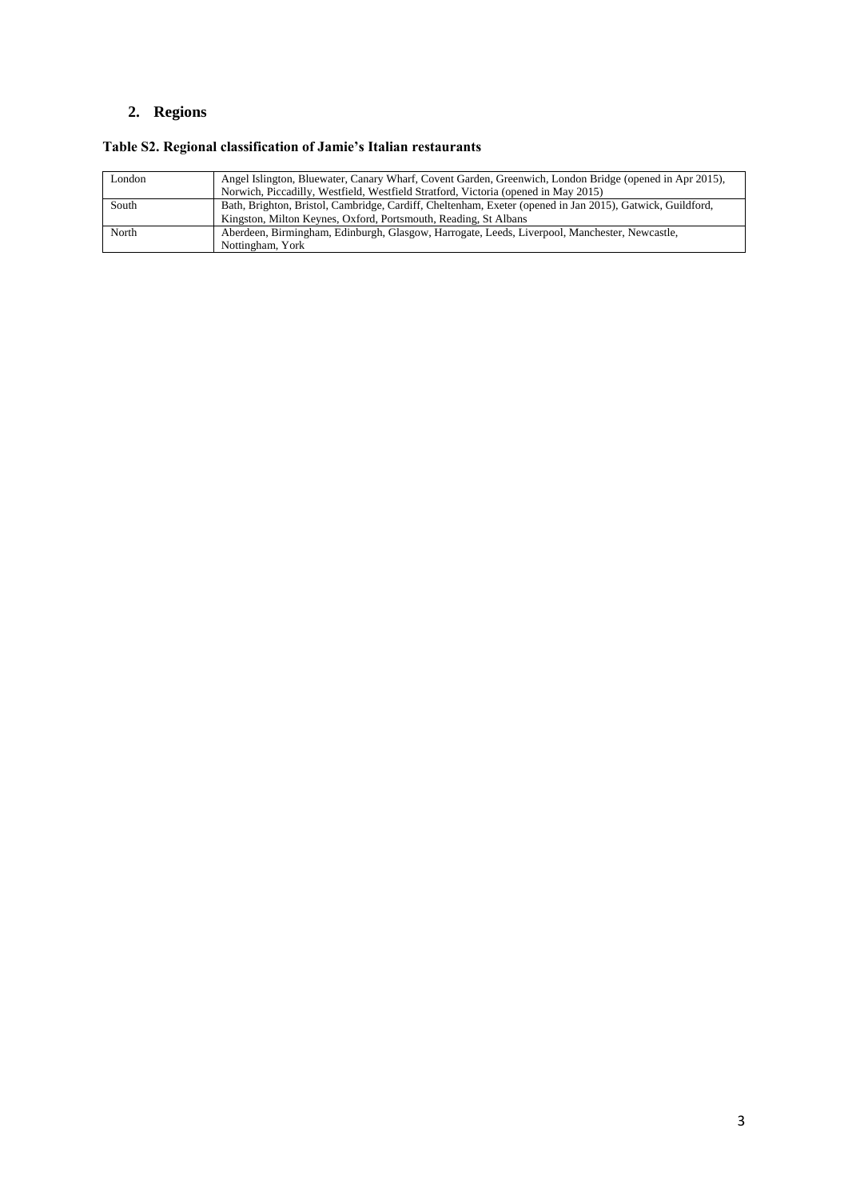## 2. Regions

**Table S2. Regional classification of Jamie's Italian restaurants**

| | |
|---|---|
| London | Angel Islington, Bluewater, Canary Wharf, Covent Garden, Greenwich, London Bridge (opened in Apr 2015), Norwich, Piccadilly, Westfield, Westfield Stratford, Victoria (opened in May 2015) |
| South | Bath, Brighton, Bristol, Cambridge, Cardiff, Cheltenham, Exeter (opened in Jan 2015), Gatwick, Guildford, Kingston, Milton Keynes, Oxford, Portsmouth, Reading, St Albans |
| North | Aberdeen, Birmingham, Edinburgh, Glasgow, Harrogate, Leeds, Liverpool, Manchester, Newcastle, Nottingham, York |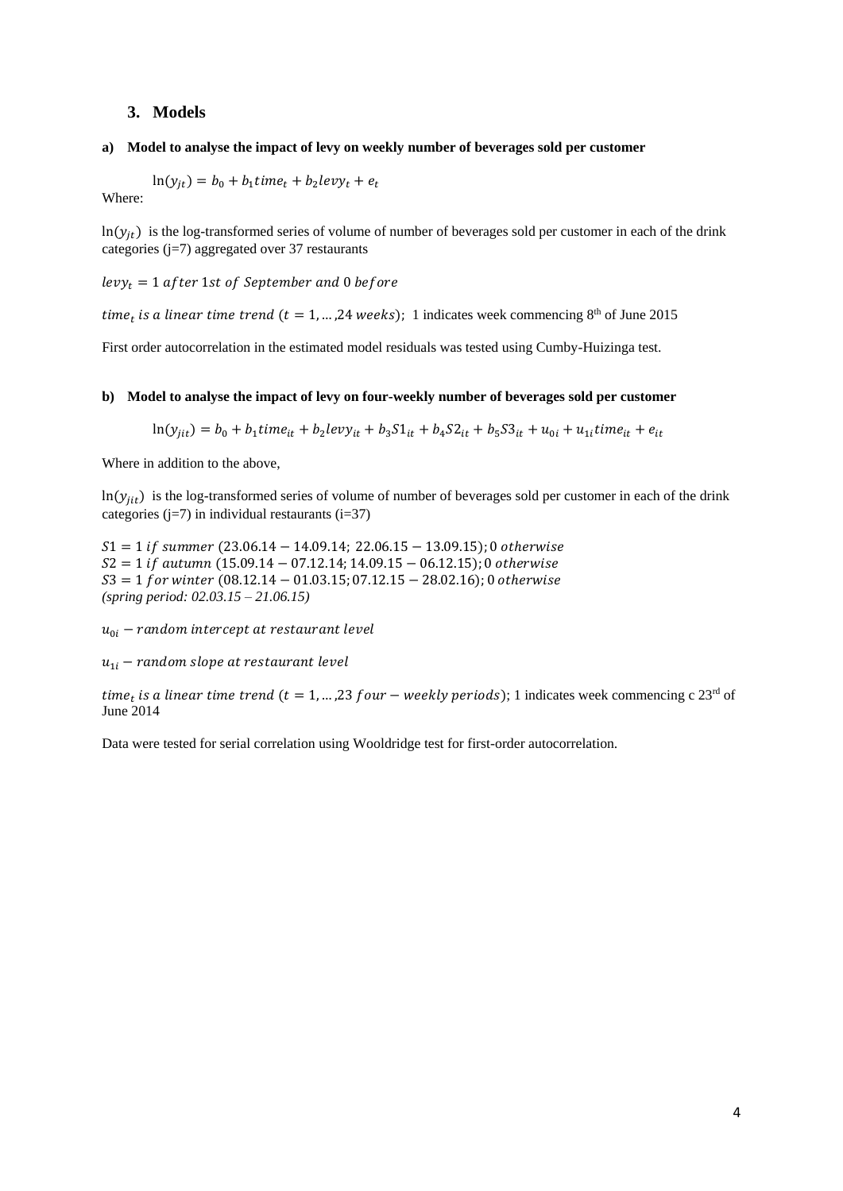## 3. Models

### a) Model to analyse the impact of levy on weekly number of beverages sold per customer

$$\ln(y_{jt}) = b_0 + b_1 time_t + b_2 levy_t + e_t$$

Where:

$\ln(y_{jt})$ is the log-transformed series of volume of number of beverages sold per customer in each of the drink categories (j=7) aggregated over 37 restaurants

$levy_t = 1 \text{ } after \text{ } 1st \text{ } of \text{ } September \text{ } and \text{ } 0 \text{ } before$

$time_t$ *is a linear time trend* ($t = 1, \ldots, 24$ *weeks*); 1 indicates week commencing 8th of June 2015

First order autocorrelation in the estimated model residuals was tested using Cumby-Huizinga test.

### b) Model to analyse the impact of levy on four-weekly number of beverages sold per customer

$$\ln(y_{jit}) = b_0 + b_1 time_{it} + b_2 levy_{it} + b_3 S1_{it} + b_4 S2_{it} + b_5 S3_{it} + u_{0i} + u_{1i} time_{it} + e_{it}$$

Where in addition to the above,

$\ln(y_{jit})$ is the log-transformed series of volume of number of beverages sold per customer in each of the drink categories (j=7) in individual restaurants (i=37)

$S1 = 1$ *if summer* (23.06.14 – 14.09.14; 22.06.15 – 13.09.15); 0 *otherwise*
$S2 = 1$ *if autumn* (15.09.14 – 07.12.14; 14.09.15 – 06.12.15); 0 *otherwise*
$S3 = 1$ *for winter* (08.12.14 – 01.03.15; 07.12.15 – 28.02.16); 0 *otherwise*
*(spring period: 02.03.15 – 21.06.15)*

$u_{0i}$ – *random intercept at restaurant level*

$u_{1i}$ – *random slope at restaurant level*

$time_t$ *is a linear time trend* ($t = 1, \ldots, 23$ *four – weekly periods*); 1 indicates week commencing c 23rd of June 2014

Data were tested for serial correlation using Wooldridge test for first-order autocorrelation.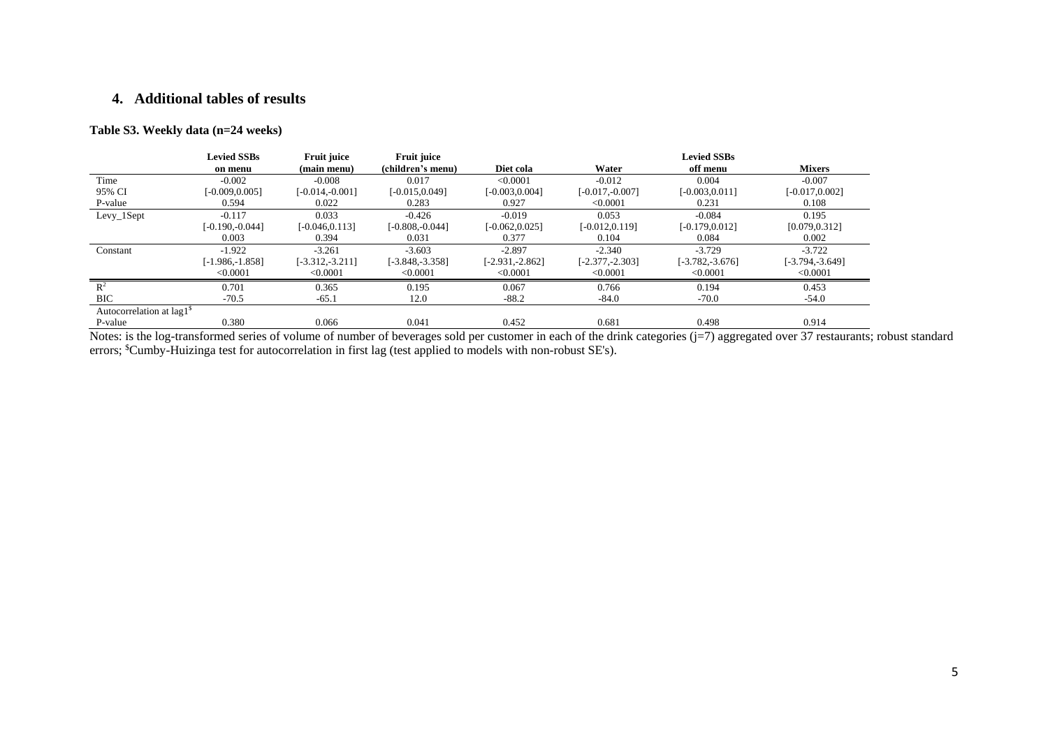## 4. Additional tables of results

**Table S3. Weekly data (n=24 weeks)**

| | Levied SSBs on menu | Fruit juice (main menu) | Fruit juice (children's menu) | Diet cola | Water | Levied SSBs off menu | Mixers |
|---|---|---|---|---|---|---|---|
| Time | -0.002 | -0.008 | 0.017 | <0.0001 | -0.012 | 0.004 | -0.007 |
| 95% CI | [-0.009,0.005] | [-0.014,-0.001] | [-0.015,0.049] | [-0.003,0.004] | [-0.017,-0.007] | [-0.003,0.011] | [-0.017,0.002] |
| P-value | 0.594 | 0.022 | 0.283 | 0.927 | <0.0001 | 0.231 | 0.108 |
| Levy_1Sept | -0.117 | 0.033 | -0.426 | -0.019 | 0.053 | -0.084 | 0.195 |
| | [-0.190,-0.044] | [-0.046,0.113] | [-0.808,-0.044] | [-0.062,0.025] | [-0.012,0.119] | [-0.179,0.012] | [0.079,0.312] |
| | 0.003 | 0.394 | 0.031 | 0.377 | 0.104 | 0.084 | 0.002 |
| Constant | -1.922 | -3.261 | -3.603 | -2.897 | -2.340 | -3.729 | -3.722 |
| | [-1.986,-1.858] | [-3.312,-3.211] | [-3.848,-3.358] | [-2.931,-2.862] | [-2.377,-2.303] | [-3.782,-3.676] | [-3.794,-3.649] |
| | <0.0001 | <0.0001 | <0.0001 | <0.0001 | <0.0001 | <0.0001 | <0.0001 |
| $R^2$ | 0.701 | 0.365 | 0.195 | 0.067 | 0.766 | 0.194 | 0.453 |
| BIC | -70.5 | -65.1 | 12.0 | -88.2 | -84.0 | -70.0 | -54.0 |
| Autocorrelation at lag1[$] | | | | | | | |
| P-value | 0.380 | 0.066 | 0.041 | 0.452 | 0.681 | 0.498 | 0.914 |

Notes: is the log-transformed series of volume of number of beverages sold per customer in each of the drink categories (j=7) aggregated over 37 restaurants; robust standard errors; [$]Cumby-Huizinga test for autocorrelation in first lag (test applied to models with non-robust SE's).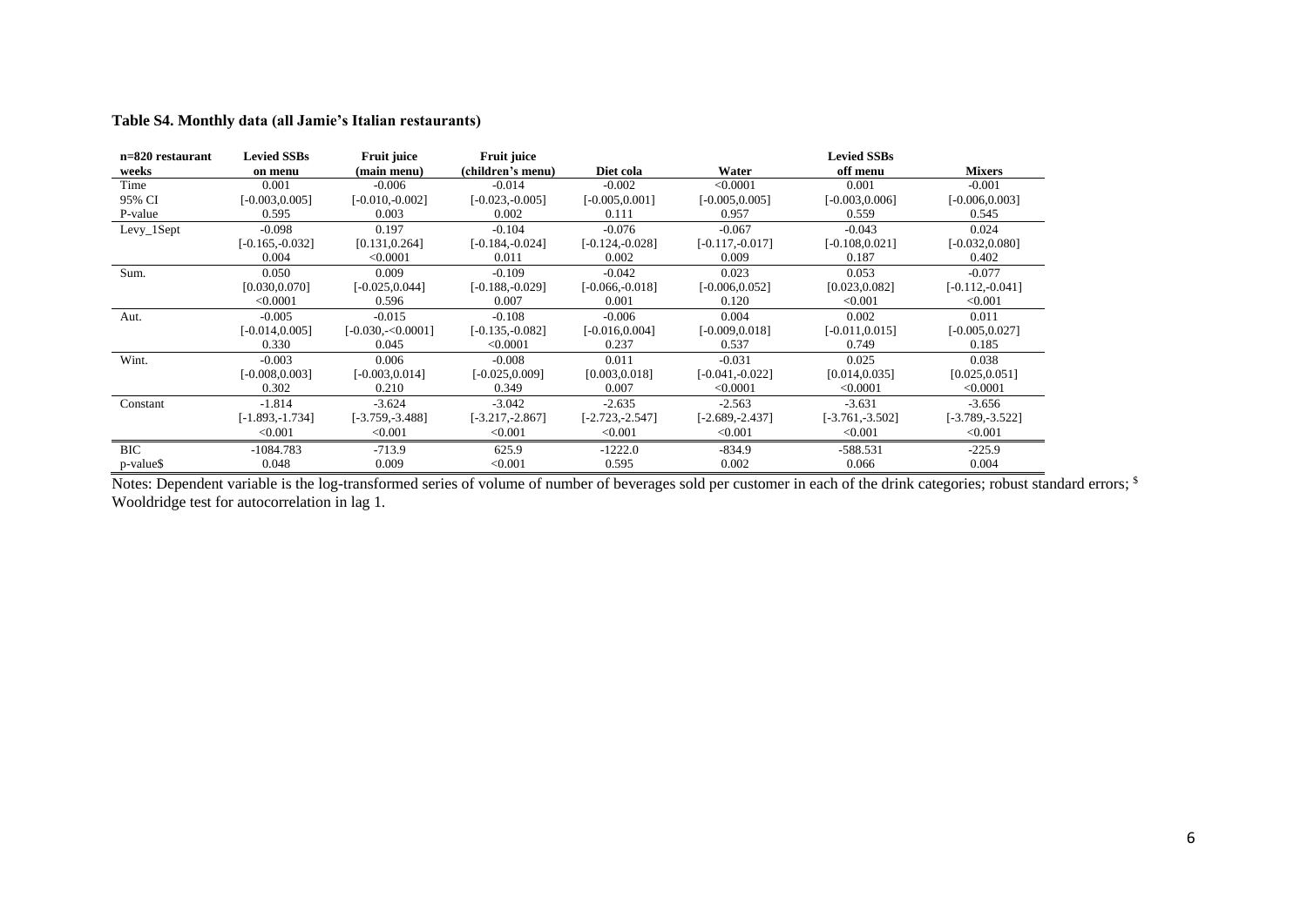**Table S4. Monthly data (all Jamie's Italian restaurants)**

| n=820 restaurant weeks | Levied SSBs on menu | Fruit juice (main menu) | Fruit juice (children's menu) | Diet cola | Water | Levied SSBs off menu | Mixers |
|---|---|---|---|---|---|---|---|
| Time | 0.001 | -0.006 | -0.014 | -0.002 | <0.0001 | 0.001 | -0.001 |
| 95% CI | [-0.003,0.005] | [-0.010,-0.002] | [-0.023,-0.005] | [-0.005,0.001] | [-0.005,0.005] | [-0.003,0.006] | [-0.006,0.003] |
| P-value | 0.595 | 0.003 | 0.002 | 0.111 | 0.957 | 0.559 | 0.545 |
| Levy_1Sept | -0.098 | 0.197 | -0.104 | -0.076 | -0.067 | -0.043 | 0.024 |
| | [-0.165,-0.032] | [0.131,0.264] | [-0.184,-0.024] | [-0.124,-0.028] | [-0.117,-0.017] | [-0.108,0.021] | [-0.032,0.080] |
| | 0.004 | <0.0001 | 0.011 | 0.002 | 0.009 | 0.187 | 0.402 |
| Sum. | 0.050 | 0.009 | -0.109 | -0.042 | 0.023 | 0.053 | -0.077 |
| | [0.030,0.070] | [-0.025,0.044] | [-0.188,-0.029] | [-0.066,-0.018] | [-0.006,0.052] | [0.023,0.082] | [-0.112,-0.041] |
| | <0.0001 | 0.596 | 0.007 | 0.001 | 0.120 | <0.001 | <0.001 |
| Aut. | -0.005 | -0.015 | -0.108 | -0.006 | 0.004 | 0.002 | 0.011 |
| | [-0.014,0.005] | [-0.030,-<0.0001] | [-0.135,-0.082] | [-0.016,0.004] | [-0.009,0.018] | [-0.011,0.015] | [-0.005,0.027] |
| | 0.330 | 0.045 | <0.0001 | 0.237 | 0.537 | 0.749 | 0.185 |
| Wint. | -0.003 | 0.006 | -0.008 | 0.011 | -0.031 | 0.025 | 0.038 |
| | [-0.008,0.003] | [-0.003,0.014] | [-0.025,0.009] | [0.003,0.018] | [-0.041,-0.022] | [0.014,0.035] | [0.025,0.051] |
| | 0.302 | 0.210 | 0.349 | 0.007 | <0.0001 | <0.0001 | <0.0001 |
| Constant | -1.814 | -3.624 | -3.042 | -2.635 | -2.563 | -3.631 | -3.656 |
| | [-1.893,-1.734] | [-3.759,-3.488] | [-3.217,-2.867] | [-2.723,-2.547] | [-2.689,-2.437] | [-3.761,-3.502] | [-3.789,-3.522] |
| | <0.001 | <0.001 | <0.001 | <0.001 | <0.001 | <0.001 | <0.001 |
| BIC | -1084.783 | -713.9 | 625.9 | -1222.0 | -834.9 | -588.531 | -225.9 |
| p-value$ | 0.048 | 0.009 | <0.001 | 0.595 | 0.002 | 0.066 | 0.004 |

Notes: Dependent variable is the log-transformed series of volume of number of beverages sold per customer in each of the drink categories; robust standard errors; $ Wooldridge test for autocorrelation in lag 1.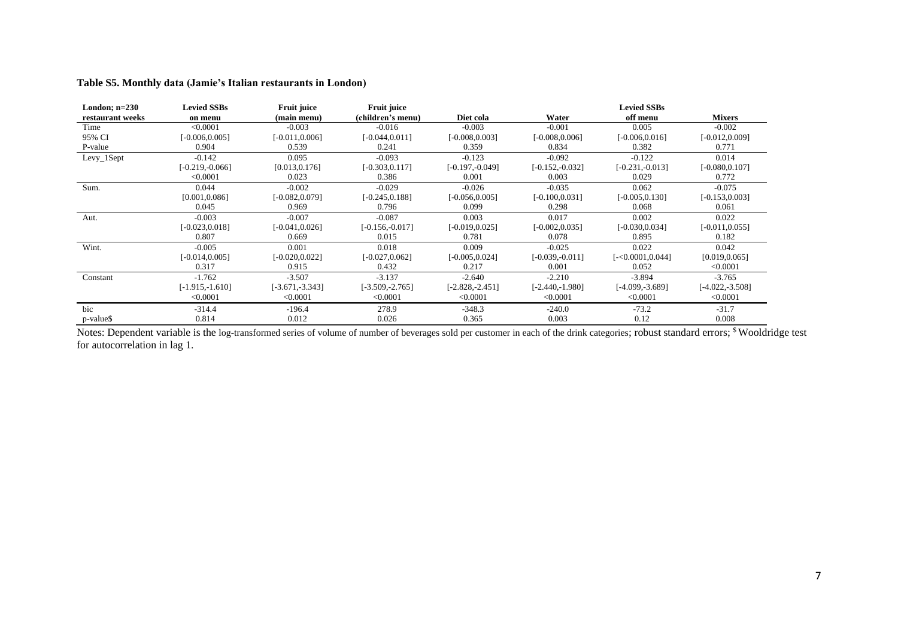**Table S5. Monthly data (Jamie's Italian restaurants in London)**

| London; n=230 restaurant weeks | Levied SSBs on menu | Fruit juice (main menu) | Fruit juice (children's menu) | Diet cola | Water | Levied SSBs off menu | Mixers |
|---|---|---|---|---|---|---|---|
| Time | <0.0001 | -0.003 | -0.016 | -0.003 | -0.001 | 0.005 | -0.002 |
| 95% CI | [-0.006,0.005] | [-0.011,0.006] | [-0.044,0.011] | [-0.008,0.003] | [-0.008,0.006] | [-0.006,0.016] | [-0.012,0.009] |
| P-value | 0.904 | 0.539 | 0.241 | 0.359 | 0.834 | 0.382 | 0.771 |
| Levy_1Sept | -0.142 | 0.095 | -0.093 | -0.123 | -0.092 | -0.122 | 0.014 |
| | [-0.219,-0.066] | [0.013,0.176] | [-0.303,0.117] | [-0.197,-0.049] | [-0.152,-0.032] | [-0.231,-0.013] | [-0.080,0.107] |
| | <0.0001 | 0.023 | 0.386 | 0.001 | 0.003 | 0.029 | 0.772 |
| Sum. | 0.044 | -0.002 | -0.029 | -0.026 | -0.035 | 0.062 | -0.075 |
| | [0.001,0.086] | [-0.082,0.079] | [-0.245,0.188] | [-0.056,0.005] | [-0.100,0.031] | [-0.005,0.130] | [-0.153,0.003] |
| | 0.045 | 0.969 | 0.796 | 0.099 | 0.298 | 0.068 | 0.061 |
| Aut. | -0.003 | -0.007 | -0.087 | 0.003 | 0.017 | 0.002 | 0.022 |
| | [-0.023,0.018] | [-0.041,0.026] | [-0.156,-0.017] | [-0.019,0.025] | [-0.002,0.035] | [-0.030,0.034] | [-0.011,0.055] |
| | 0.807 | 0.669 | 0.015 | 0.781 | 0.078 | 0.895 | 0.182 |
| Wint. | -0.005 | 0.001 | 0.018 | 0.009 | -0.025 | 0.022 | 0.042 |
| | [-0.014,0.005] | [-0.020,0.022] | [-0.027,0.062] | [-0.005,0.024] | [-0.039,-0.011] | [-<0.0001,0.044] | [0.019,0.065] |
| | 0.317 | 0.915 | 0.432 | 0.217 | 0.001 | 0.052 | <0.0001 |
| Constant | -1.762 | -3.507 | -3.137 | -2.640 | -2.210 | -3.894 | -3.765 |
| | [-1.915,-1.610] | [-3.671,-3.343] | [-3.509,-2.765] | [-2.828,-2.451] | [-2.440,-1.980] | [-4.099,-3.689] | [-4.022,-3.508] |
| | <0.0001 | <0.0001 | <0.0001 | <0.0001 | <0.0001 | <0.0001 | <0.0001 |
| bic | -314.4 | -196.4 | 278.9 | -348.3 | -240.0 | -73.2 | -31.7 |
| p-value$ | 0.814 | 0.012 | 0.026 | 0.365 | 0.003 | 0.12 | 0.008 |

Notes: Dependent variable is the log-transformed series of volume of number of beverages sold per customer in each of the drink categories; robust standard errors; $ Wooldridge test for autocorrelation in lag 1.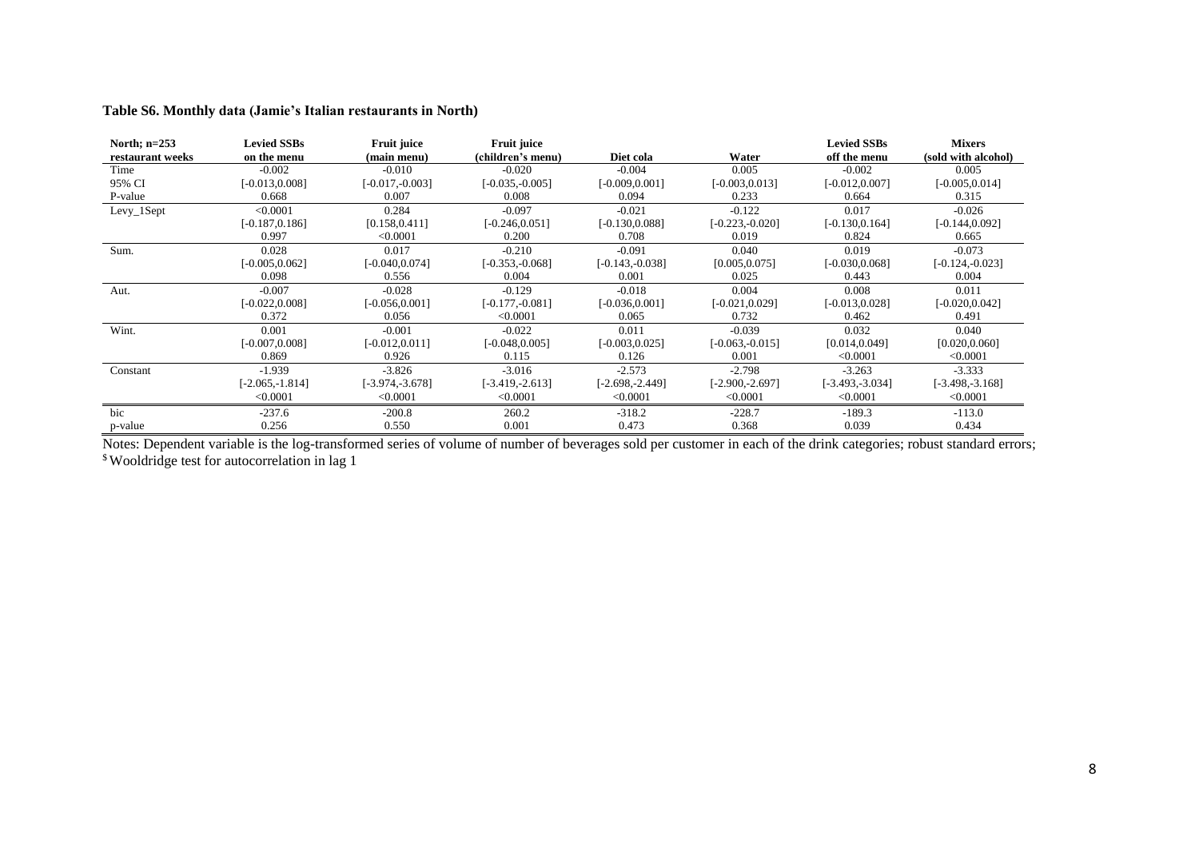**Table S6. Monthly data (Jamie's Italian restaurants in North)**

| North; n=253 restaurant weeks | Levied SSBs on the menu | Fruit juice (main menu) | Fruit juice (children's menu) | Diet cola | Water | Levied SSBs off the menu | Mixers (sold with alcohol) |
|---|---|---|---|---|---|---|---|
| Time | -0.002 | -0.010 | -0.020 | -0.004 | 0.005 | -0.002 | 0.005 |
| 95% CI | [-0.013,0.008] | [-0.017,-0.003] | [-0.035,-0.005] | [-0.009,0.001] | [-0.003,0.013] | [-0.012,0.007] | [-0.005,0.014] |
| P-value | 0.668 | 0.007 | 0.008 | 0.094 | 0.233 | 0.664 | 0.315 |
| Levy_1Sept | <0.0001 | 0.284 | -0.097 | -0.021 | -0.122 | 0.017 | -0.026 |
| | [-0.187,0.186] | [0.158,0.411] | [-0.246,0.051] | [-0.130,0.088] | [-0.223,-0.020] | [-0.130,0.164] | [-0.144,0.092] |
| | 0.997 | <0.0001 | 0.200 | 0.708 | 0.019 | 0.824 | 0.665 |
| Sum. | 0.028 | 0.017 | -0.210 | -0.091 | 0.040 | 0.019 | -0.073 |
| | [-0.005,0.062] | [-0.040,0.074] | [-0.353,-0.068] | [-0.143,-0.038] | [0.005,0.075] | [-0.030,0.068] | [-0.124,-0.023] |
| | 0.098 | 0.556 | 0.004 | 0.001 | 0.025 | 0.443 | 0.004 |
| Aut. | -0.007 | -0.028 | -0.129 | -0.018 | 0.004 | 0.008 | 0.011 |
| | [-0.022,0.008] | [-0.056,0.001] | [-0.177,-0.081] | [-0.036,0.001] | [-0.021,0.029] | [-0.013,0.028] | [-0.020,0.042] |
| | 0.372 | 0.056 | <0.0001 | 0.065 | 0.732 | 0.462 | 0.491 |
| Wint. | 0.001 | -0.001 | -0.022 | 0.011 | -0.039 | 0.032 | 0.040 |
| | [-0.007,0.008] | [-0.012,0.011] | [-0.048,0.005] | [-0.003,0.025] | [-0.063,-0.015] | [0.014,0.049] | [0.020,0.060] |
| | 0.869 | 0.926 | 0.115 | 0.126 | 0.001 | <0.0001 | <0.0001 |
| Constant | -1.939 | -3.826 | -3.016 | -2.573 | -2.798 | -3.263 | -3.333 |
| | [-2.065,-1.814] | [-3.974,-3.678] | [-3.419,-2.613] | [-2.698,-2.449] | [-2.900,-2.697] | [-3.493,-3.034] | [-3.498,-3.168] |
| | <0.0001 | <0.0001 | <0.0001 | <0.0001 | <0.0001 | <0.0001 | <0.0001 |
| bic | -237.6 | -200.8 | 260.2 | -318.2 | -228.7 | -189.3 | -113.0 |
| p-value | 0.256 | 0.550 | 0.001 | 0.473 | 0.368 | 0.039 | 0.434 |

Notes: Dependent variable is the log-transformed series of volume of number of beverages sold per customer in each of the drink categories; robust standard errors;
[$] Wooldridge test for autocorrelation in lag 1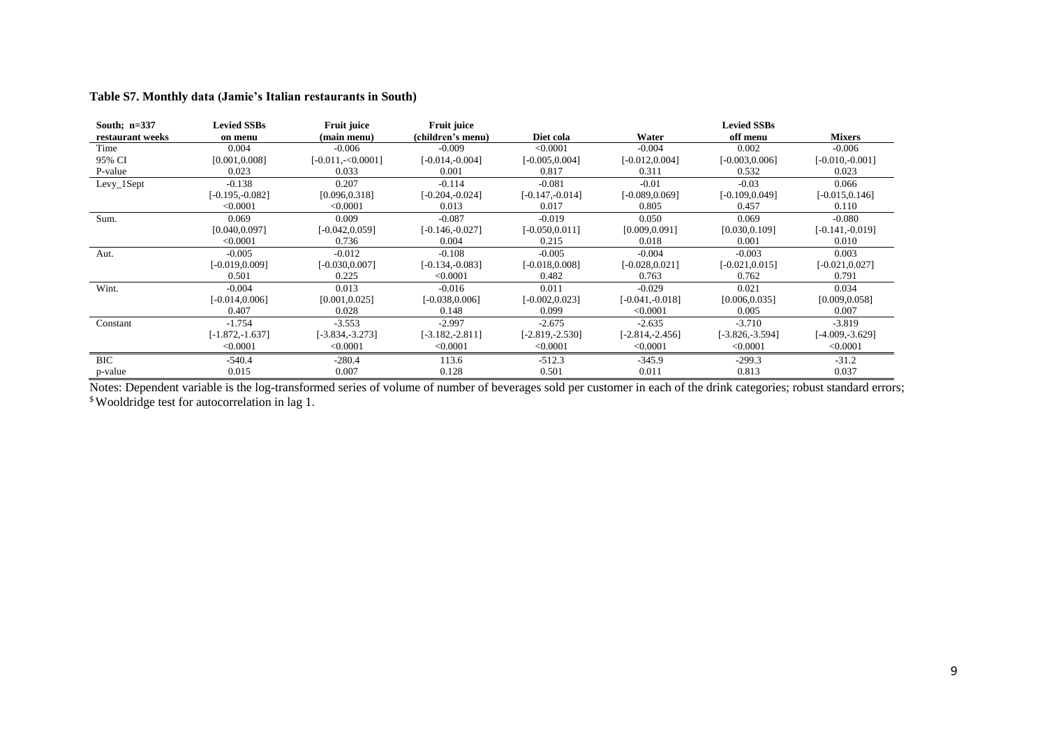**Table S7. Monthly data (Jamie's Italian restaurants in South)**

| South; n=337 restaurant weeks | Levied SSBs on menu | Fruit juice (main menu) | Fruit juice (children's menu) | Diet cola | Water | Levied SSBs off menu | Mixers |
|---|---|---|---|---|---|---|---|
| Time | 0.004 | -0.006 | -0.009 | <0.0001 | -0.004 | 0.002 | -0.006 |
| 95% CI | [0.001,0.008] | [-0.011,-<0.0001] | [-0.014,-0.004] | [-0.005,0.004] | [-0.012,0.004] | [-0.003,0.006] | [-0.010,-0.001] |
| P-value | 0.023 | 0.033 | 0.001 | 0.817 | 0.311 | 0.532 | 0.023 |
| Levy_1Sept | -0.138 | 0.207 | -0.114 | -0.081 | -0.01 | -0.03 | 0.066 |
| | [-0.195,-0.082] | [0.096,0.318] | [-0.204,-0.024] | [-0.147,-0.014] | [-0.089,0.069] | [-0.109,0.049] | [-0.015,0.146] |
| | <0.0001 | <0.0001 | 0.013 | 0.017 | 0.805 | 0.457 | 0.110 |
| Sum. | 0.069 | 0.009 | -0.087 | -0.019 | 0.050 | 0.069 | -0.080 |
| | [0.040,0.097] | [-0.042,0.059] | [-0.146,-0.027] | [-0.050,0.011] | [0.009,0.091] | [0.030,0.109] | [-0.141,-0.019] |
| | <0.0001 | 0.736 | 0.004 | 0.215 | 0.018 | 0.001 | 0.010 |
| Aut. | -0.005 | -0.012 | -0.108 | -0.005 | -0.004 | -0.003 | 0.003 |
| | [-0.019,0.009] | [-0.030,0.007] | [-0.134,-0.083] | [-0.018,0.008] | [-0.028,0.021] | [-0.021,0.015] | [-0.021,0.027] |
| | 0.501 | 0.225 | <0.0001 | 0.482 | 0.763 | 0.762 | 0.791 |
| Wint. | -0.004 | 0.013 | -0.016 | 0.011 | -0.029 | 0.021 | 0.034 |
| | [-0.014,0.006] | [0.001,0.025] | [-0.038,0.006] | [-0.002,0.023] | [-0.041,-0.018] | [0.006,0.035] | [0.009,0.058] |
| | 0.407 | 0.028 | 0.148 | 0.099 | <0.0001 | 0.005 | 0.007 |
| Constant | -1.754 | -3.553 | -2.997 | -2.675 | -2.635 | -3.710 | -3.819 |
| | [-1.872,-1.637] | [-3.834,-3.273] | [-3.182,-2.811] | [-2.819,-2.530] | [-2.814,-2.456] | [-3.826,-3.594] | [-4.009,-3.629] |
| | <0.0001 | <0.0001 | <0.0001 | <0.0001 | <0.0001 | <0.0001 | <0.0001 |
| BIC | -540.4 | -280.4 | 113.6 | -512.3 | -345.9 | -299.3 | -31.2 |
| p-value | 0.015 | 0.007 | 0.128 | 0.501 | 0.011 | 0.813 | 0.037 |

Notes: Dependent variable is the log-transformed series of volume of number of beverages sold per customer in each of the drink categories; robust standard errors;
[$] Wooldridge test for autocorrelation in lag 1.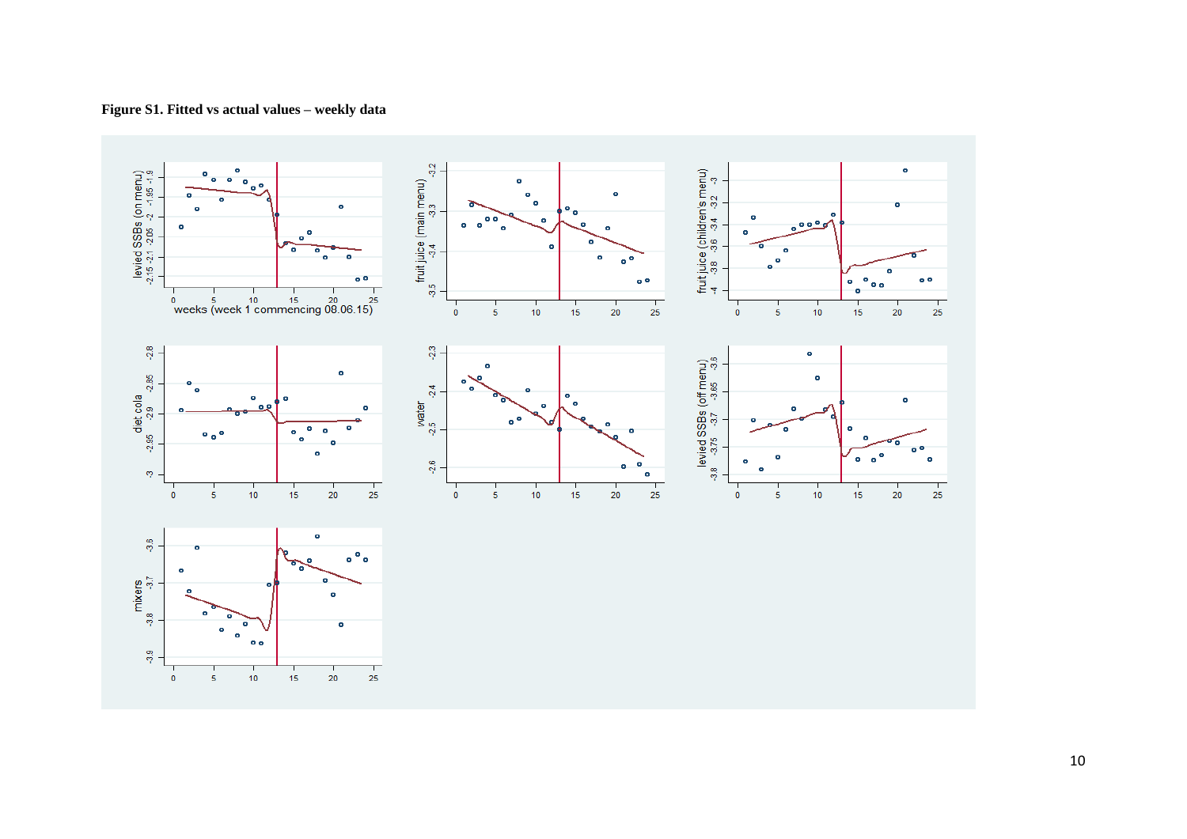**Figure S1. Fitted vs actual values – weekly data**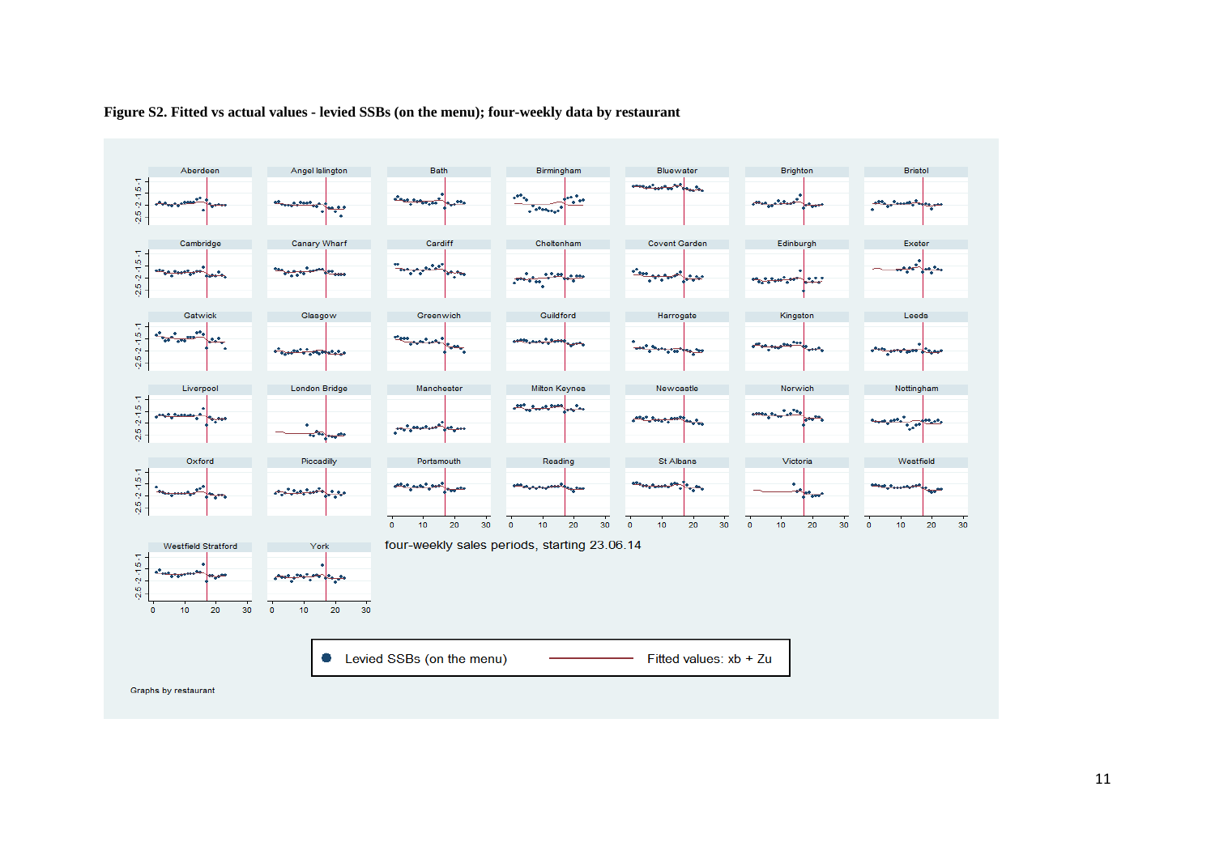**Figure S2. Fitted vs actual values - levied SSBs (on the menu); four-weekly data by restaurant**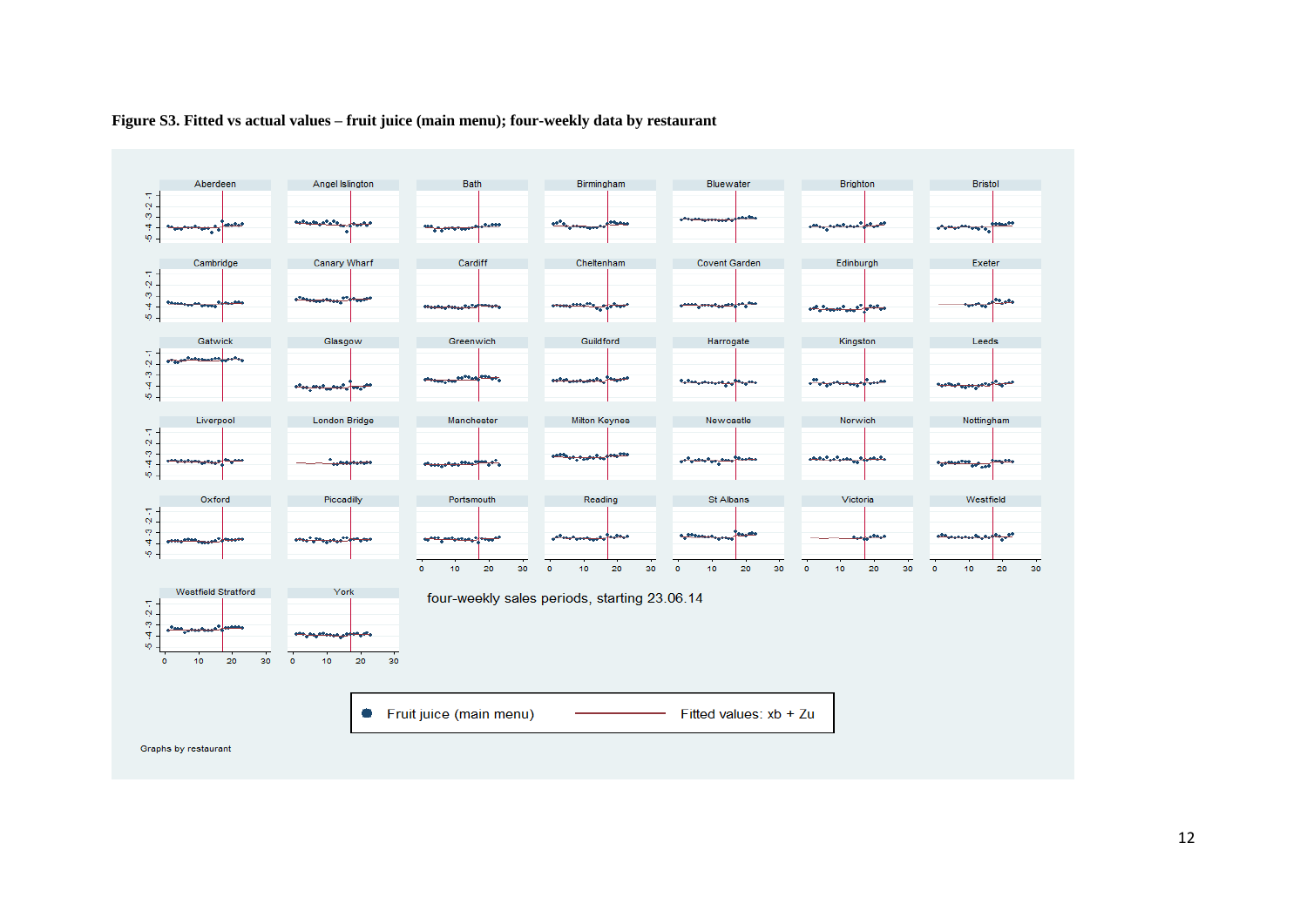**Figure S3. Fitted vs actual values – fruit juice (main menu); four-weekly data by restaurant**

Aberdeen, Angel Islington, Bath, Birmingham, Bluewater, Brighton, Bristol, Cambridge, Canary Wharf, Cardiff, Cheltenham, Covent Garden, Edinburgh, Exeter, Gatwick, Glasgow, Greenwich, Guildford, Harrogate, Kingston, Leeds, Liverpool, London Bridge, Manchester, Milton Keynes, Newcastle, Norwich, Nottingham, Oxford, Piccadilly, Portsmouth, Reading, St Albans, Victoria, Westfield, Westfield Stratford, York

four-weekly sales periods, starting 23.06.14

Fruit juice (main menu) — Fitted values: xb + Zu

Graphs by restaurant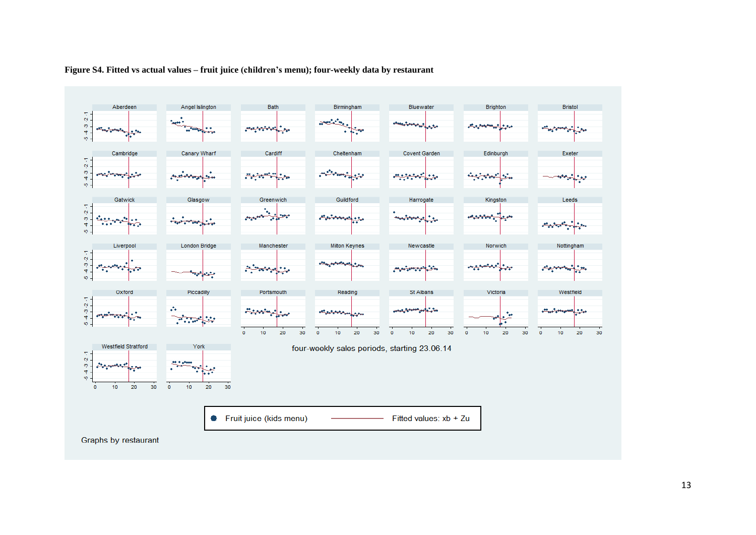**Figure S4. Fitted vs actual values – fruit juice (children's menu); four-weekly data by restaurant**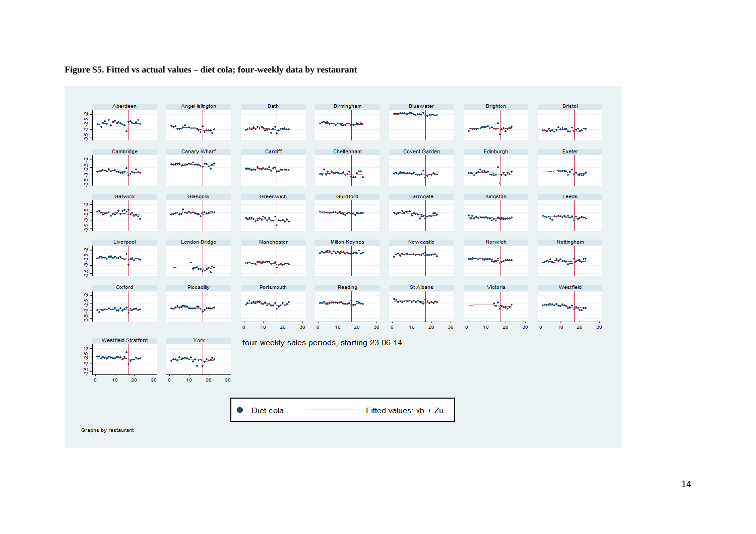**Figure S5. Fitted vs actual values – diet cola; four-weekly data by restaurant**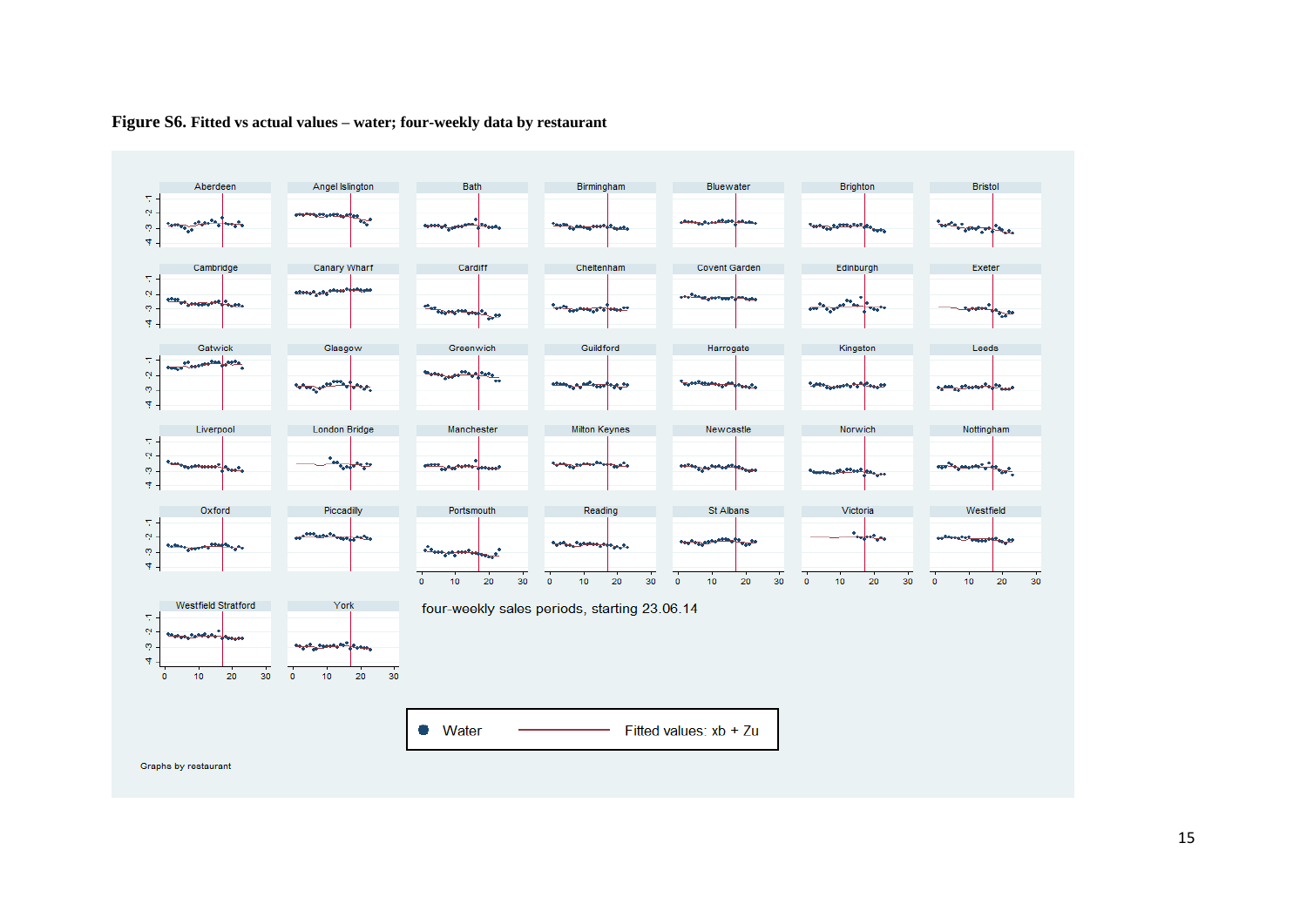**Figure S6. Fitted vs actual values – water; four-weekly data by restaurant**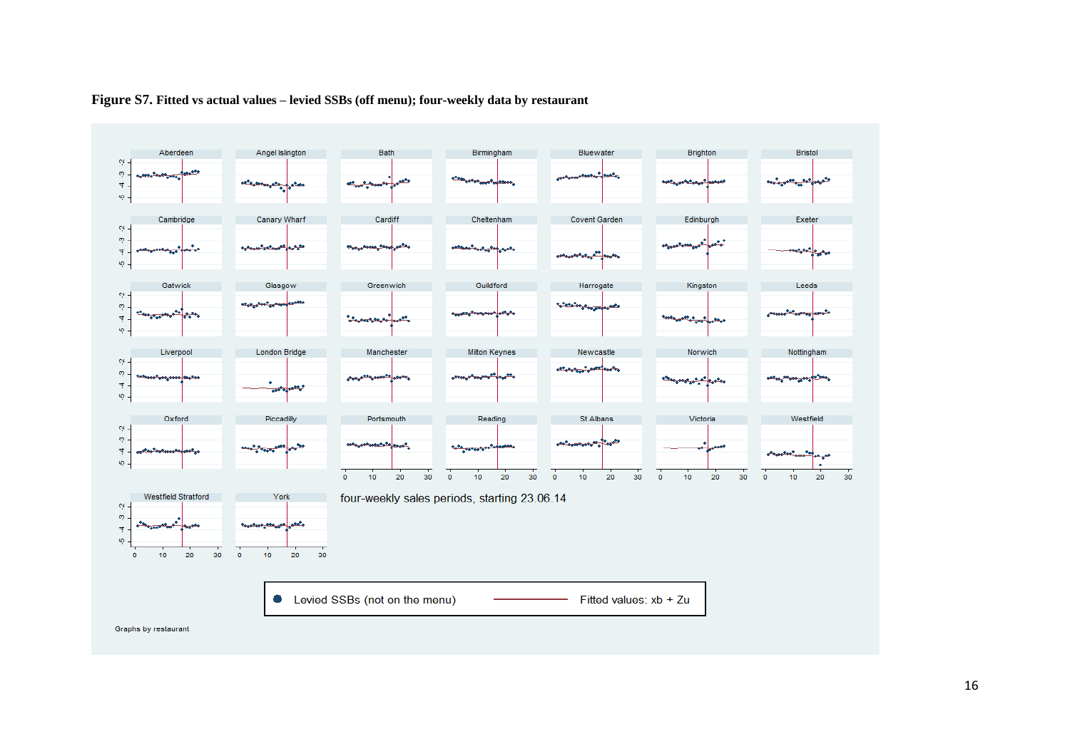**Figure S7. Fitted vs actual values – levied SSBs (off menu); four-weekly data by restaurant**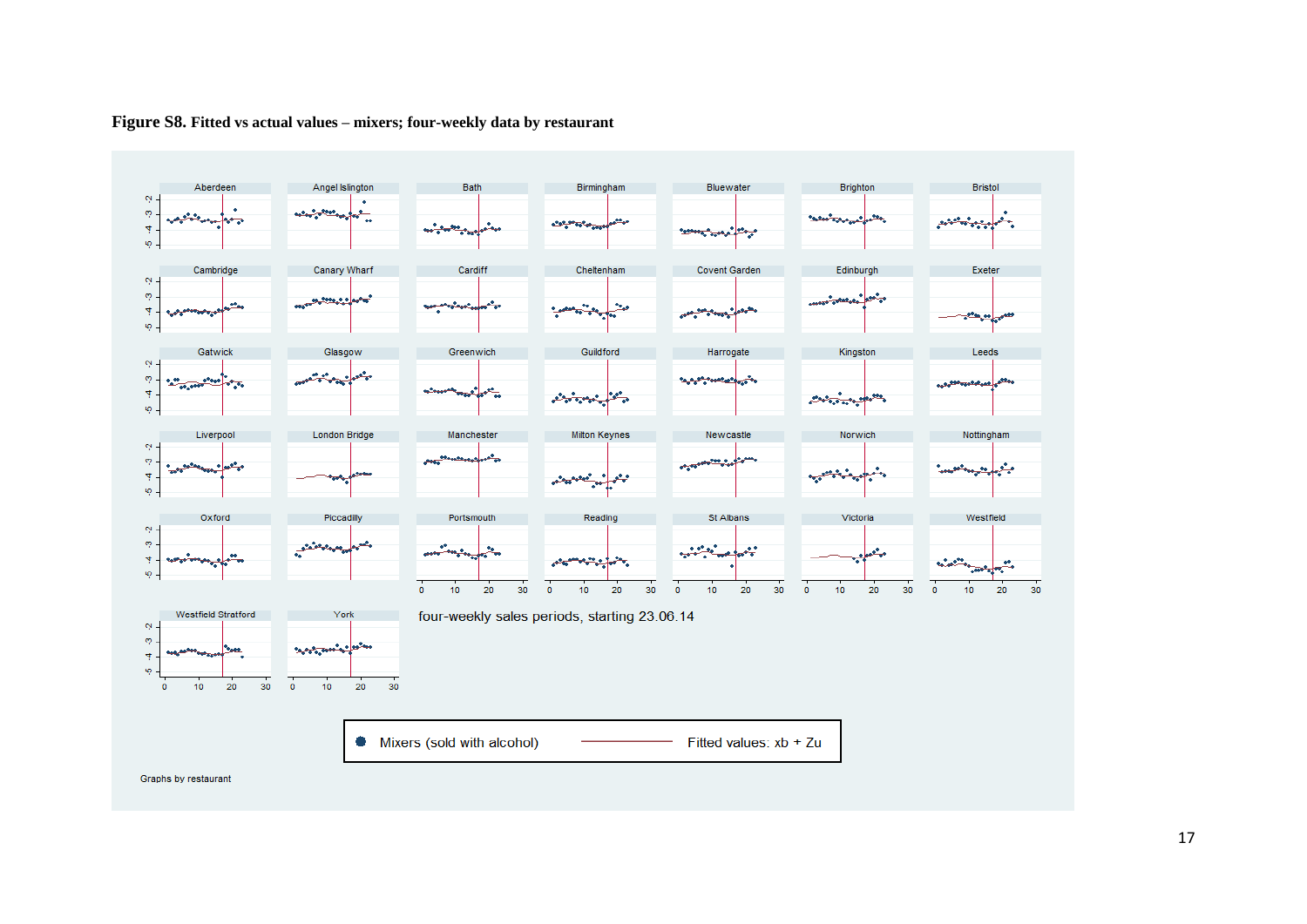**Figure S8. Fitted vs actual values – mixers; four-weekly data by restaurant**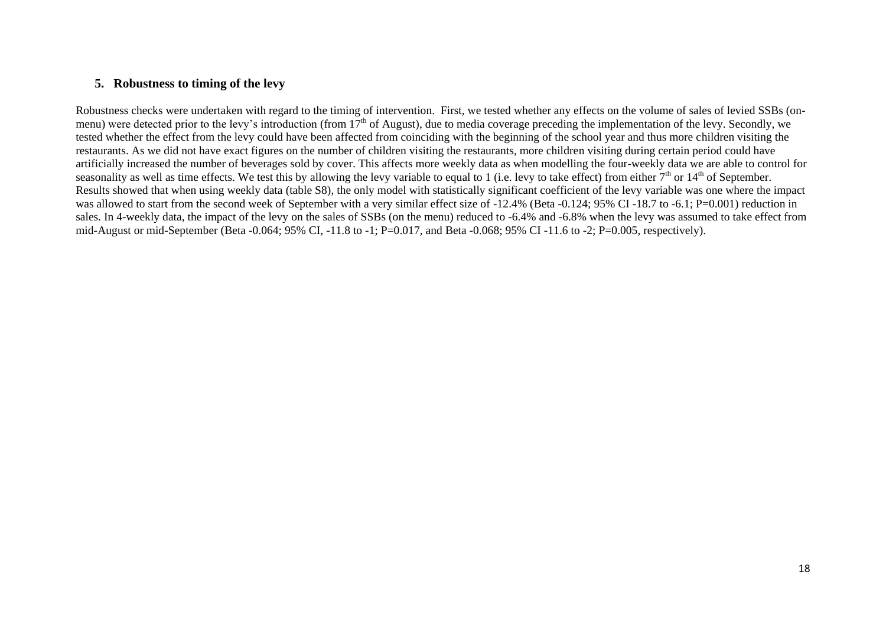## 5. Robustness to timing of the levy

Robustness checks were undertaken with regard to the timing of intervention. First, we tested whether any effects on the volume of sales of levied SSBs (on-menu) were detected prior to the levy's introduction (from $17^{th}$ of August), due to media coverage preceding the implementation of the levy. Secondly, we tested whether the effect from the levy could have been affected from coinciding with the beginning of the school year and thus more children visiting the restaurants. As we did not have exact figures on the number of children visiting the restaurants, more children visiting during certain period could have artificially increased the number of beverages sold by cover. This affects more weekly data as when modelling the four-weekly data we are able to control for seasonality as well as time effects. We test this by allowing the levy variable to equal to 1 (i.e. levy to take effect) from either $7^{th}$ or $14^{th}$ of September. Results showed that when using weekly data (table S8), the only model with statistically significant coefficient of the levy variable was one where the impact was allowed to start from the second week of September with a very similar effect size of -12.4% (Beta -0.124; 95% CI -18.7 to -6.1; P=0.001) reduction in sales. In 4-weekly data, the impact of the levy on the sales of SSBs (on the menu) reduced to -6.4% and -6.8% when the levy was assumed to take effect from mid-August or mid-September (Beta -0.064; 95% CI, -11.8 to -1; P=0.017, and Beta -0.068; 95% CI -11.6 to -2; P=0.005, respectively).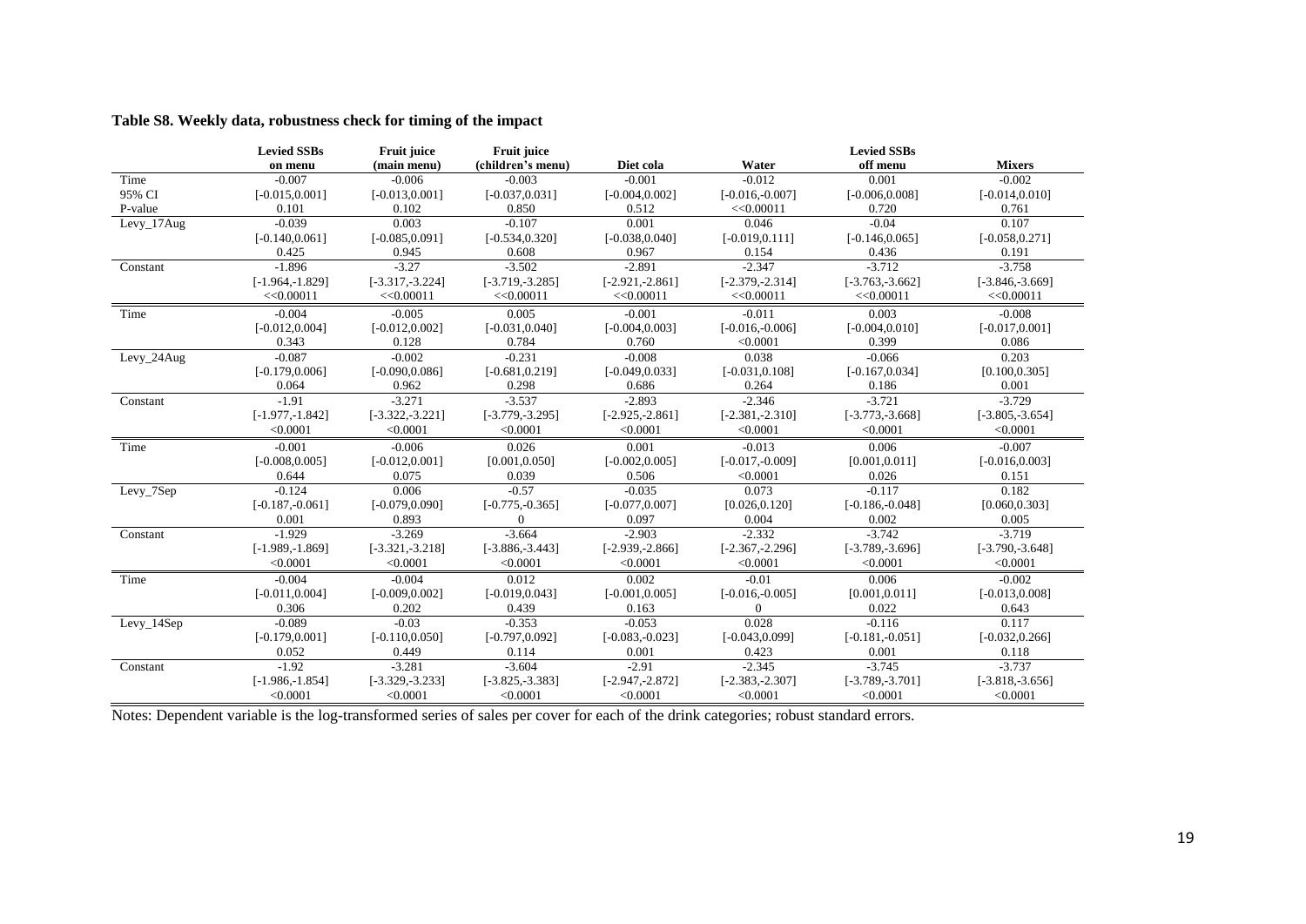**Table S8. Weekly data, robustness check for timing of the impact**

| | Levied SSBs on menu | Fruit juice (main menu) | Fruit juice (children's menu) | Diet cola | Water | Levied SSBs off menu | Mixers |
|---|---|---|---|---|---|---|---|
| Time | -0.007 | -0.006 | -0.003 | -0.001 | -0.012 | 0.001 | -0.002 |
| 95% CI | [-0.015,0.001] | [-0.013,0.001] | [-0.037,0.031] | [-0.004,0.002] | [-0.016,-0.007] | [-0.006,0.008] | [-0.014,0.010] |
| P-value | 0.101 | 0.102 | 0.850 | 0.512 | <<0.00011 | 0.720 | 0.761 |
| Levy_17Aug | -0.039 | 0.003 | -0.107 | 0.001 | 0.046 | -0.04 | 0.107 |
| | [-0.140,0.061] | [-0.085,0.091] | [-0.534,0.320] | [-0.038,0.040] | [-0.019,0.111] | [-0.146,0.065] | [-0.058,0.271] |
| | 0.425 | 0.945 | 0.608 | 0.967 | 0.154 | 0.436 | 0.191 |
| Constant | -1.896 | -3.27 | -3.502 | -2.891 | -2.347 | -3.712 | -3.758 |
| | [-1.964,-1.829] | [-3.317,-3.224] | [-3.719,-3.285] | [-2.921,-2.861] | [-2.379,-2.314] | [-3.763,-3.662] | [-3.846,-3.669] |
| | <<0.00011 | <<0.00011 | <<0.00011 | <<0.00011 | <<0.00011 | <<0.00011 | <<0.00011 |
| Time | -0.004 | -0.005 | 0.005 | -0.001 | -0.011 | 0.003 | -0.008 |
| | [-0.012,0.004] | [-0.012,0.002] | [-0.031,0.040] | [-0.004,0.003] | [-0.016,-0.006] | [-0.004,0.010] | [-0.017,0.001] |
| | 0.343 | 0.128 | 0.784 | 0.760 | <0.0001 | 0.399 | 0.086 |
| Levy_24Aug | -0.087 | -0.002 | -0.231 | -0.008 | 0.038 | -0.066 | 0.203 |
| | [-0.179,0.006] | [-0.090,0.086] | [-0.681,0.219] | [-0.049,0.033] | [-0.031,0.108] | [-0.167,0.034] | [0.100,0.305] |
| | 0.064 | 0.962 | 0.298 | 0.686 | 0.264 | 0.186 | 0.001 |
| Constant | -1.91 | -3.271 | -3.537 | -2.893 | -2.346 | -3.721 | -3.729 |
| | [-1.977,-1.842] | [-3.322,-3.221] | [-3.779,-3.295] | [-2.925,-2.861] | [-2.381,-2.310] | [-3.773,-3.668] | [-3.805,-3.654] |
| | <0.0001 | <0.0001 | <0.0001 | <0.0001 | <0.0001 | <0.0001 | <0.0001 |
| Time | -0.001 | -0.006 | 0.026 | 0.001 | -0.013 | 0.006 | -0.007 |
| | [-0.008,0.005] | [-0.012,0.001] | [0.001,0.050] | [-0.002,0.005] | [-0.017,-0.009] | [0.001,0.011] | [-0.016,0.003] |
| | 0.644 | 0.075 | 0.039 | 0.506 | <0.0001 | 0.026 | 0.151 |
| Levy_7Sep | -0.124 | 0.006 | -0.57 | -0.035 | 0.073 | -0.117 | 0.182 |
| | [-0.187,-0.061] | [-0.079,0.090] | [-0.775,-0.365] | [-0.077,0.007] | [0.026,0.120] | [-0.186,-0.048] | [0.060,0.303] |
| | 0.001 | 0.893 | 0 | 0.097 | 0.004 | 0.002 | 0.005 |
| Constant | -1.929 | -3.269 | -3.664 | -2.903 | -2.332 | -3.742 | -3.719 |
| | [-1.989,-1.869] | [-3.321,-3.218] | [-3.886,-3.443] | [-2.939,-2.866] | [-2.367,-2.296] | [-3.789,-3.696] | [-3.790,-3.648] |
| | <0.0001 | <0.0001 | <0.0001 | <0.0001 | <0.0001 | <0.0001 | <0.0001 |
| Time | -0.004 | -0.004 | 0.012 | 0.002 | -0.01 | 0.006 | -0.002 |
| | [-0.011,0.004] | [-0.009,0.002] | [-0.019,0.043] | [-0.001,0.005] | [-0.016,-0.005] | [0.001,0.011] | [-0.013,0.008] |
| | 0.306 | 0.202 | 0.439 | 0.163 | 0 | 0.022 | 0.643 |
| Levy_14Sep | -0.089 | -0.03 | -0.353 | -0.053 | 0.028 | -0.116 | 0.117 |
| | [-0.179,0.001] | [-0.110,0.050] | [-0.797,0.092] | [-0.083,-0.023] | [-0.043,0.099] | [-0.181,-0.051] | [-0.032,0.266] |
| | 0.052 | 0.449 | 0.114 | 0.001 | 0.423 | 0.001 | 0.118 |
| Constant | -1.92 | -3.281 | -3.604 | -2.91 | -2.345 | -3.745 | -3.737 |
| | [-1.986,-1.854] | [-3.329,-3.233] | [-3.825,-3.383] | [-2.947,-2.872] | [-2.383,-2.307] | [-3.789,-3.701] | [-3.818,-3.656] |
| | <0.0001 | <0.0001 | <0.0001 | <0.0001 | <0.0001 | <0.0001 | <0.0001 |

Notes: Dependent variable is the log-transformed series of sales per cover for each of the drink categories; robust standard errors.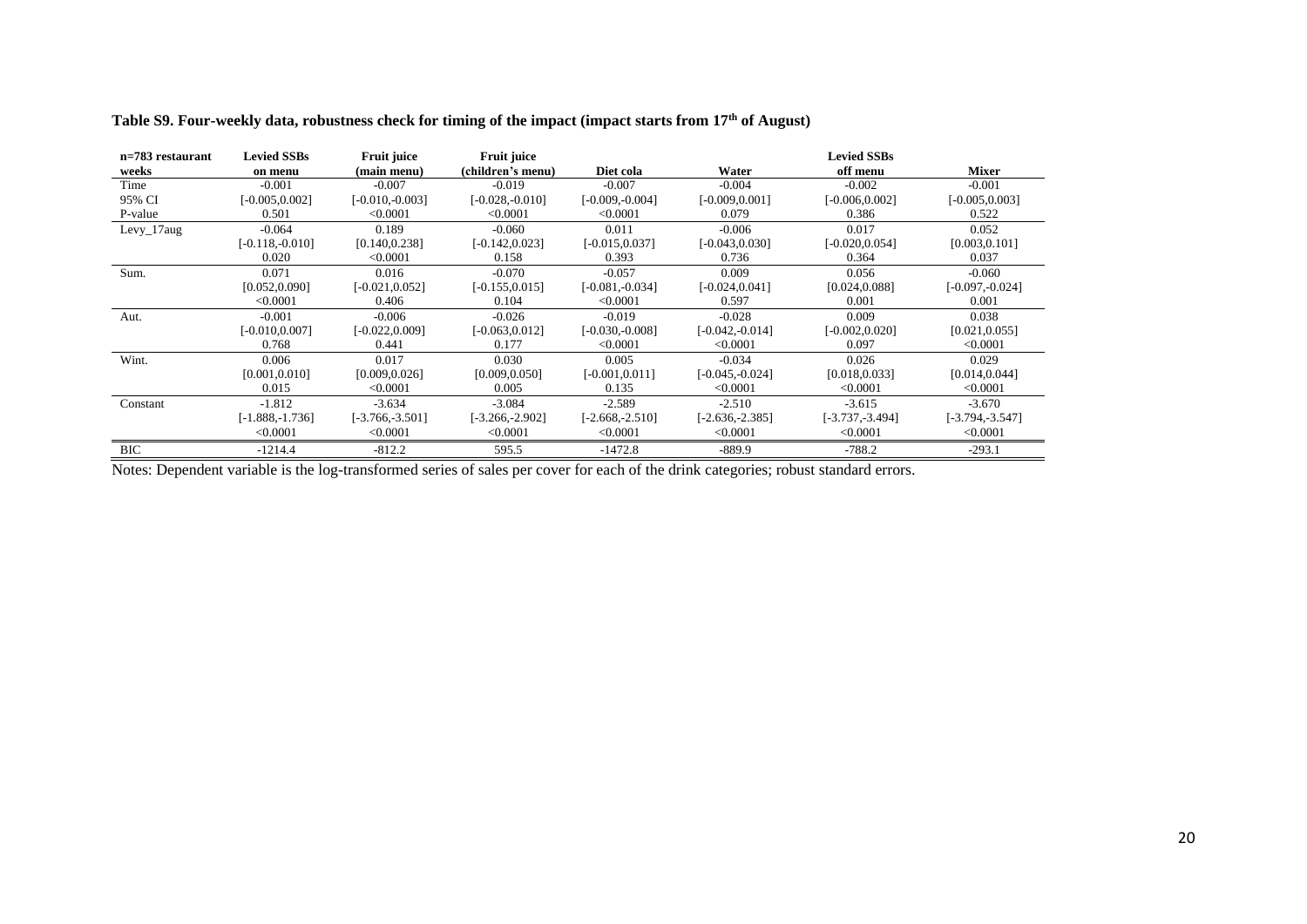**Table S9. Four-weekly data, robustness check for timing of the impact (impact starts from 17th of August)**

| n=783 restaurant weeks | Levied SSBs on menu | Fruit juice (main menu) | Fruit juice (children's menu) | Diet cola | Water | Levied SSBs off menu | Mixer |
|---|---|---|---|---|---|---|---|
| Time | -0.001 | -0.007 | -0.019 | -0.007 | -0.004 | -0.002 | -0.001 |
| 95% CI | [-0.005,0.002] | [-0.010,-0.003] | [-0.028,-0.010] | [-0.009,-0.004] | [-0.009,0.001] | [-0.006,0.002] | [-0.005,0.003] |
| P-value | 0.501 | <0.0001 | <0.0001 | <0.0001 | 0.079 | 0.386 | 0.522 |
| Levy_17aug | -0.064 | 0.189 | -0.060 | 0.011 | -0.006 | 0.017 | 0.052 |
| | [-0.118,-0.010] | [0.140,0.238] | [-0.142,0.023] | [-0.015,0.037] | [-0.043,0.030] | [-0.020,0.054] | [0.003,0.101] |
| | 0.020 | <0.0001 | 0.158 | 0.393 | 0.736 | 0.364 | 0.037 |
| Sum. | 0.071 | 0.016 | -0.070 | -0.057 | 0.009 | 0.056 | -0.060 |
| | [0.052,0.090] | [-0.021,0.052] | [-0.155,0.015] | [-0.081,-0.034] | [-0.024,0.041] | [0.024,0.088] | [-0.097,-0.024] |
| | <0.0001 | 0.406 | 0.104 | <0.0001 | 0.597 | 0.001 | 0.001 |
| Aut. | -0.001 | -0.006 | -0.026 | -0.019 | -0.028 | 0.009 | 0.038 |
| | [-0.010,0.007] | [-0.022,0.009] | [-0.063,0.012] | [-0.030,-0.008] | [-0.042,-0.014] | [-0.002,0.020] | [0.021,0.055] |
| | 0.768 | 0.441 | 0.177 | <0.0001 | <0.0001 | 0.097 | <0.0001 |
| Wint. | 0.006 | 0.017 | 0.030 | 0.005 | -0.034 | 0.026 | 0.029 |
| | [0.001,0.010] | [0.009,0.026] | [0.009,0.050] | [-0.001,0.011] | [-0.045,-0.024] | [0.018,0.033] | [0.014,0.044] |
| | 0.015 | <0.0001 | 0.005 | 0.135 | <0.0001 | <0.0001 | <0.0001 |
| Constant | -1.812 | -3.634 | -3.084 | -2.589 | -2.510 | -3.615 | -3.670 |
| | [-1.888,-1.736] | [-3.766,-3.501] | [-3.266,-2.902] | [-2.668,-2.510] | [-2.636,-2.385] | [-3.737,-3.494] | [-3.794,-3.547] |
| | <0.0001 | <0.0001 | <0.0001 | <0.0001 | <0.0001 | <0.0001 | <0.0001 |
| BIC | -1214.4 | -812.2 | 595.5 | -1472.8 | -889.9 | -788.2 | -293.1 |

Notes: Dependent variable is the log-transformed series of sales per cover for each of the drink categories; robust standard errors.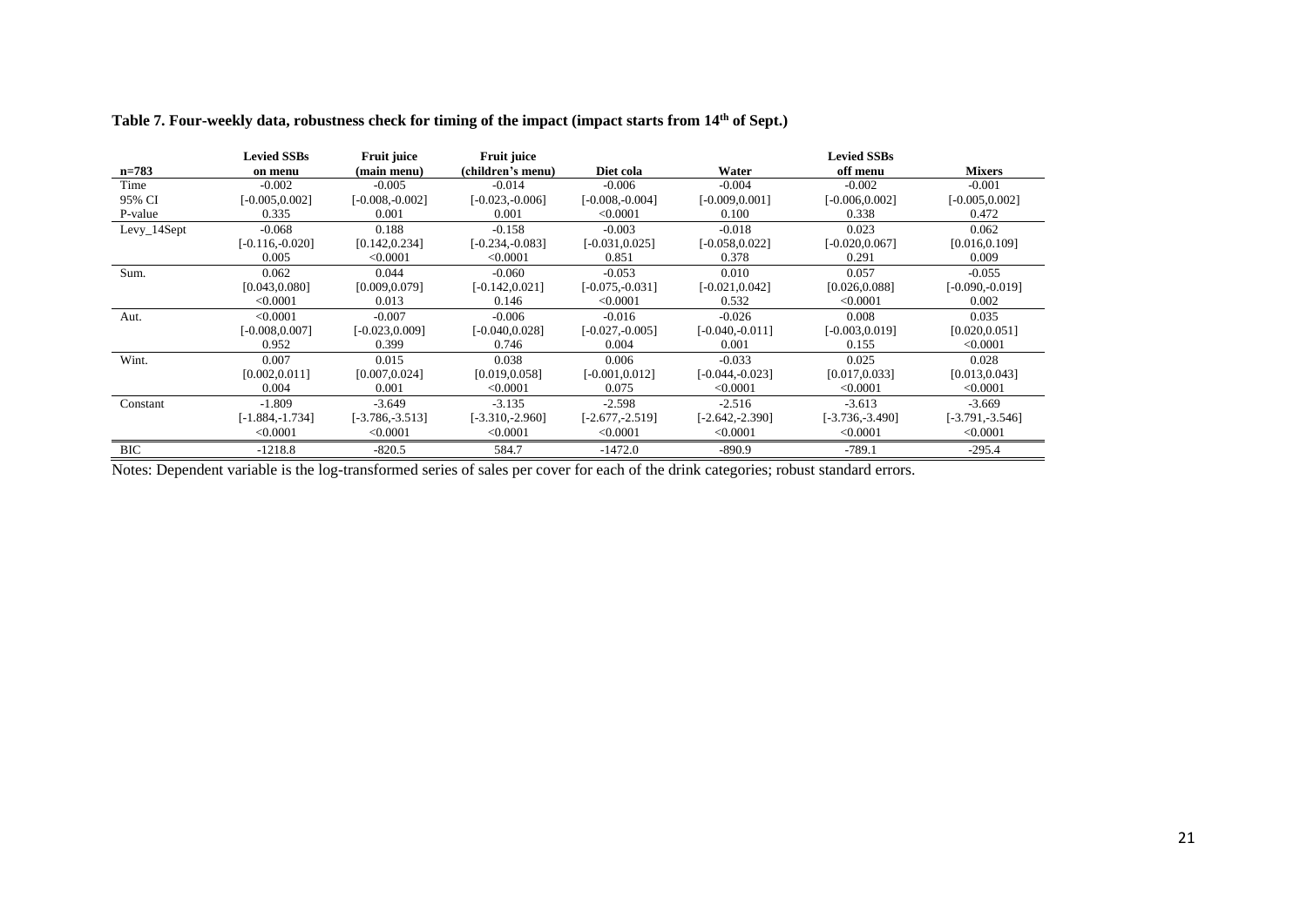**Table 7. Four-weekly data, robustness check for timing of the impact (impact starts from 14th of Sept.)**

| n=783 | Levied SSBs on menu | Fruit juice (main menu) | Fruit juice (children's menu) | Diet cola | Water | Levied SSBs off menu | Mixers |
|---|---|---|---|---|---|---|---|
| Time | -0.002 | -0.005 | -0.014 | -0.006 | -0.004 | -0.002 | -0.001 |
| 95% CI | [-0.005,0.002] | [-0.008,-0.002] | [-0.023,-0.006] | [-0.008,-0.004] | [-0.009,0.001] | [-0.006,0.002] | [-0.005,0.002] |
| P-value | 0.335 | 0.001 | 0.001 | <0.0001 | 0.100 | 0.338 | 0.472 |
| Levy_14Sept | -0.068 | 0.188 | -0.158 | -0.003 | -0.018 | 0.023 | 0.062 |
| | [-0.116,-0.020] | [0.142,0.234] | [-0.234,-0.083] | [-0.031,0.025] | [-0.058,0.022] | [-0.020,0.067] | [0.016,0.109] |
| | 0.005 | <0.0001 | <0.0001 | 0.851 | 0.378 | 0.291 | 0.009 |
| Sum. | 0.062 | 0.044 | -0.060 | -0.053 | 0.010 | 0.057 | -0.055 |
| | [0.043,0.080] | [0.009,0.079] | [-0.142,0.021] | [-0.075,-0.031] | [-0.021,0.042] | [0.026,0.088] | [-0.090,-0.019] |
| | <0.0001 | 0.013 | 0.146 | <0.0001 | 0.532 | <0.0001 | 0.002 |
| Aut. | <0.0001 | -0.007 | -0.006 | -0.016 | -0.026 | 0.008 | 0.035 |
| | [-0.008,0.007] | [-0.023,0.009] | [-0.040,0.028] | [-0.027,-0.005] | [-0.040,-0.011] | [-0.003,0.019] | [0.020,0.051] |
| | 0.952 | 0.399 | 0.746 | 0.004 | 0.001 | 0.155 | <0.0001 |
| Wint. | 0.007 | 0.015 | 0.038 | 0.006 | -0.033 | 0.025 | 0.028 |
| | [0.002,0.011] | [0.007,0.024] | [0.019,0.058] | [-0.001,0.012] | [-0.044,-0.023] | [0.017,0.033] | [0.013,0.043] |
| | 0.004 | 0.001 | <0.0001 | 0.075 | <0.0001 | <0.0001 | <0.0001 |
| Constant | -1.809 | -3.649 | -3.135 | -2.598 | -2.516 | -3.613 | -3.669 |
| | [-1.884,-1.734] | [-3.786,-3.513] | [-3.310,-2.960] | [-2.677,-2.519] | [-2.642,-2.390] | [-3.736,-3.490] | [-3.791,-3.546] |
| | <0.0001 | <0.0001 | <0.0001 | <0.0001 | <0.0001 | <0.0001 | <0.0001 |
| BIC | -1218.8 | -820.5 | 584.7 | -1472.0 | -890.9 | -789.1 | -295.4 |

Notes: Dependent variable is the log-transformed series of sales per cover for each of the drink categories; robust standard errors.